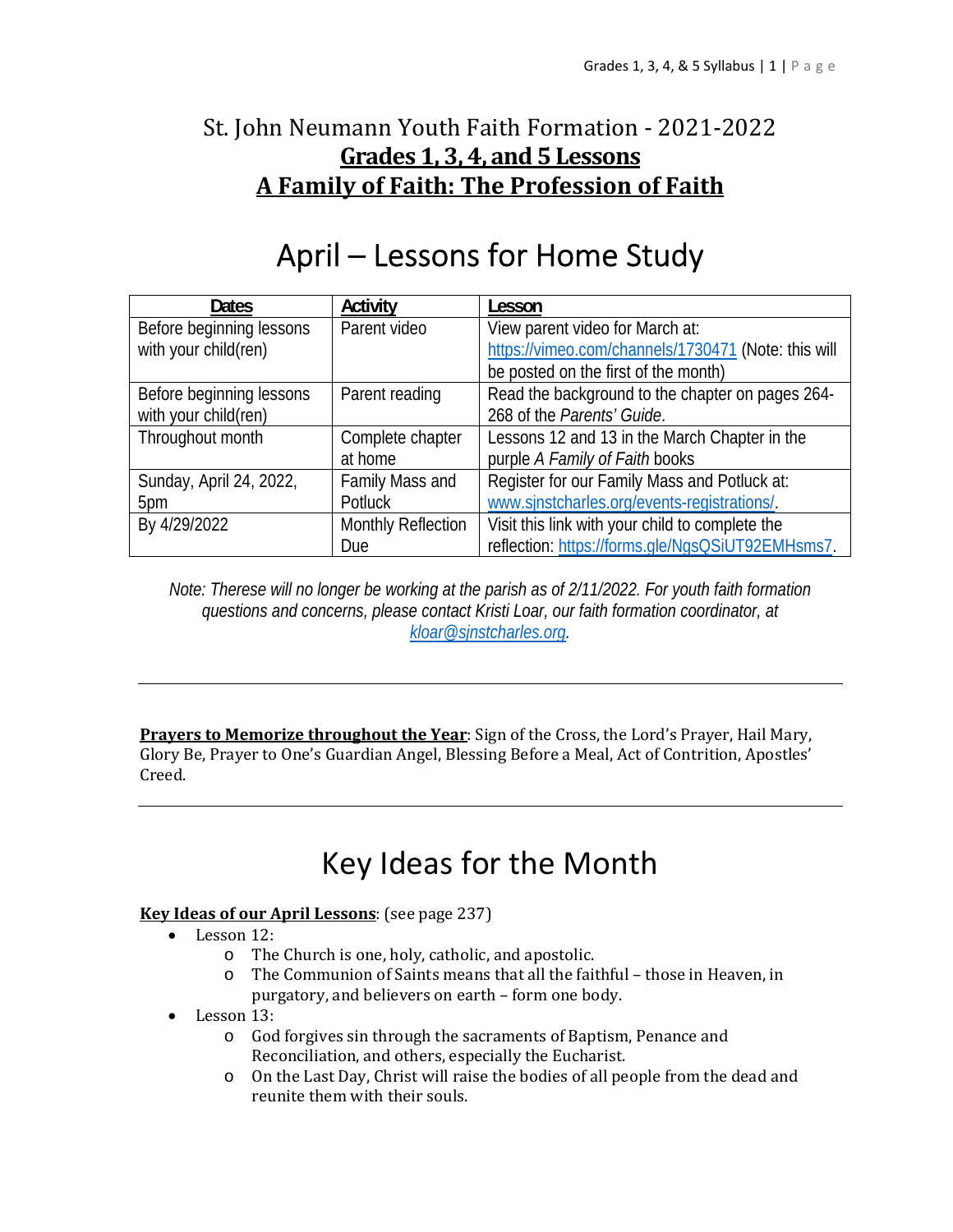# St. John Neumann Youth Faith Formation - 2021-2022

## Grades 1, 3, 4, and 5 Lessons

## A Family of Faith: The Profession of Faith

# April – Lessons for Home Study

| Dates | Activity | Lesson |
|---|---|---|
| Before beginning lessons with your child(ren) | Parent video | View parent video for March at: https://vimeo.com/channels/1730471 (Note: this will be posted on the first of the month) |
| Before beginning lessons with your child(ren) | Parent reading | Read the background to the chapter on pages 264-268 of the *Parents' Guide*. |
| Throughout month | Complete chapter at home | Lessons 12 and 13 in the March Chapter in the purple *A Family of Faith* books |
| Sunday, April 24, 2022, 5pm | Family Mass and Potluck | Register for our Family Mass and Potluck at: www.sjnstcharles.org/events-registrations/. |
| By 4/29/2022 | Monthly Reflection Due | Visit this link with your child to complete the reflection: https://forms.gle/NgsQSiUT92EMHsms7. |

*Note: Therese will no longer be working at the parish as of 2/11/2022. For youth faith formation questions and concerns, please contact Kristi Loar, our faith formation coordinator, at kloar@sjnstcharles.org.*

---

**Prayers to Memorize throughout the Year**: Sign of the Cross, the Lord's Prayer, Hail Mary, Glory Be, Prayer to One's Guardian Angel, Blessing Before a Meal, Act of Contrition, Apostles' Creed.

---

# Key Ideas for the Month

**Key Ideas of our April Lessons**: (see page 237)

- Lesson 12:
  - The Church is one, holy, catholic, and apostolic.
  - The Communion of Saints means that all the faithful – those in Heaven, in purgatory, and believers on earth – form one body.
- Lesson 13:
  - God forgives sin through the sacraments of Baptism, Penance and Reconciliation, and others, especially the Eucharist.
  - On the Last Day, Christ will raise the bodies of all people from the dead and reunite them with their souls.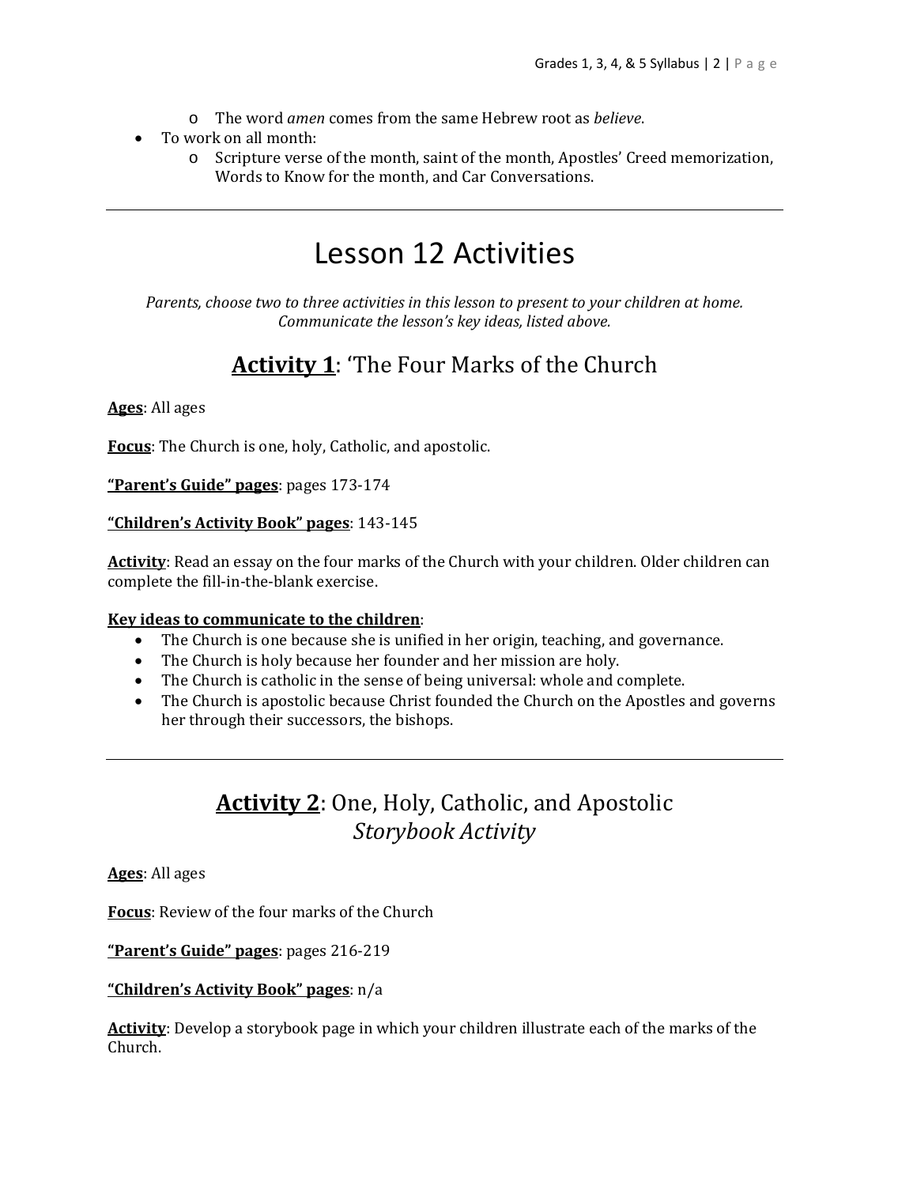- The word *amen* comes from the same Hebrew root as *believe*.
- To work on all month:
  - Scripture verse of the month, saint of the month, Apostles' Creed memorization, Words to Know for the month, and Car Conversations.

---

# Lesson 12 Activities

*Parents, choose two to three activities in this lesson to present to your children at home. Communicate the lesson's key ideas, listed above.*

## **Activity 1**: 'The Four Marks of the Church

**Ages**: All ages

**Focus**: The Church is one, holy, Catholic, and apostolic.

**"Parent's Guide" pages**: pages 173-174

**"Children's Activity Book" pages**: 143-145

**Activity**: Read an essay on the four marks of the Church with your children. Older children can complete the fill-in-the-blank exercise.

**Key ideas to communicate to the children**:

- The Church is one because she is unified in her origin, teaching, and governance.
- The Church is holy because her founder and her mission are holy.
- The Church is catholic in the sense of being universal: whole and complete.
- The Church is apostolic because Christ founded the Church on the Apostles and governs her through their successors, the bishops.

---

## **Activity 2**: One, Holy, Catholic, and Apostolic *Storybook Activity*

**Ages**: All ages

**Focus**: Review of the four marks of the Church

**"Parent's Guide" pages**: pages 216-219

**"Children's Activity Book" pages**: n/a

**Activity**: Develop a storybook page in which your children illustrate each of the marks of the Church.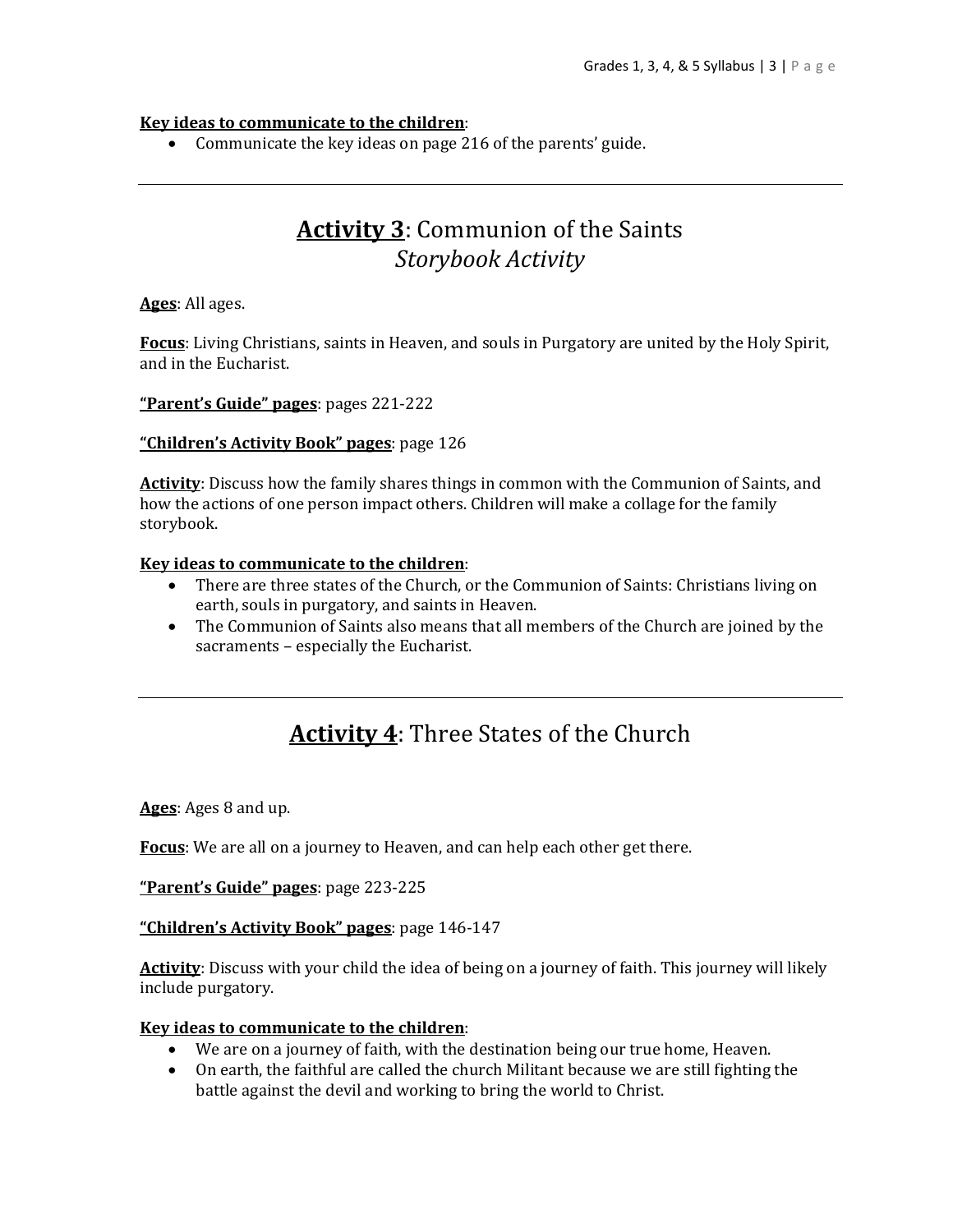**Key ideas to communicate to the children**:

- Communicate the key ideas on page 216 of the parents' guide.

---

## **Activity 3**: Communion of the Saints *Storybook Activity*

**Ages**: All ages.

**Focus**: Living Christians, saints in Heaven, and souls in Purgatory are united by the Holy Spirit, and in the Eucharist.

**"Parent's Guide" pages**: pages 221-222

**"Children's Activity Book" pages**: page 126

**Activity**: Discuss how the family shares things in common with the Communion of Saints, and how the actions of one person impact others. Children will make a collage for the family storybook.

**Key ideas to communicate to the children**:

- There are three states of the Church, or the Communion of Saints: Christians living on earth, souls in purgatory, and saints in Heaven.
- The Communion of Saints also means that all members of the Church are joined by the sacraments – especially the Eucharist.

---

## **Activity 4**: Three States of the Church

**Ages**: Ages 8 and up.

**Focus**: We are all on a journey to Heaven, and can help each other get there.

**"Parent's Guide" pages**: page 223-225

**"Children's Activity Book" pages**: page 146-147

**Activity**: Discuss with your child the idea of being on a journey of faith. This journey will likely include purgatory.

**Key ideas to communicate to the children**:

- We are on a journey of faith, with the destination being our true home, Heaven.
- On earth, the faithful are called the church Militant because we are still fighting the battle against the devil and working to bring the world to Christ.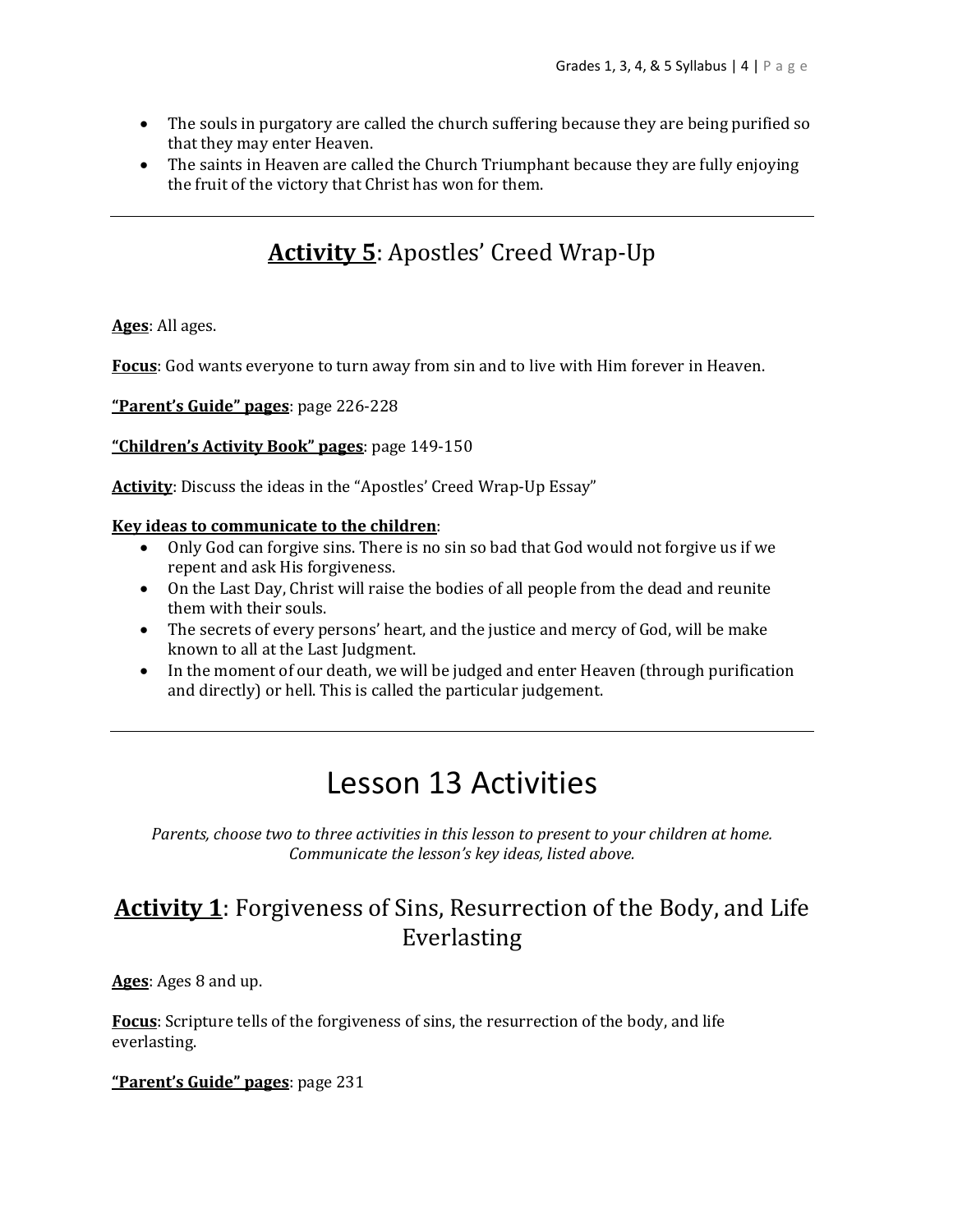- The souls in purgatory are called the church suffering because they are being purified so that they may enter Heaven.
- The saints in Heaven are called the Church Triumphant because they are fully enjoying the fruit of the victory that Christ has won for them.

---

## **Activity 5**: Apostles' Creed Wrap-Up

**Ages**: All ages.

**Focus**: God wants everyone to turn away from sin and to live with Him forever in Heaven.

**"Parent's Guide" pages**: page 226-228

**"Children's Activity Book" pages**: page 149-150

**Activity**: Discuss the ideas in the "Apostles' Creed Wrap-Up Essay"

**Key ideas to communicate to the children**:

- Only God can forgive sins. There is no sin so bad that God would not forgive us if we repent and ask His forgiveness.
- On the Last Day, Christ will raise the bodies of all people from the dead and reunite them with their souls.
- The secrets of every persons' heart, and the justice and mercy of God, will be make known to all at the Last Judgment.
- In the moment of our death, we will be judged and enter Heaven (through purification and directly) or hell. This is called the particular judgement.

---

# Lesson 13 Activities

*Parents, choose two to three activities in this lesson to present to your children at home. Communicate the lesson's key ideas, listed above.*

## **Activity 1**: Forgiveness of Sins, Resurrection of the Body, and Life Everlasting

**Ages**: Ages 8 and up.

**Focus**: Scripture tells of the forgiveness of sins, the resurrection of the body, and life everlasting.

**"Parent's Guide" pages**: page 231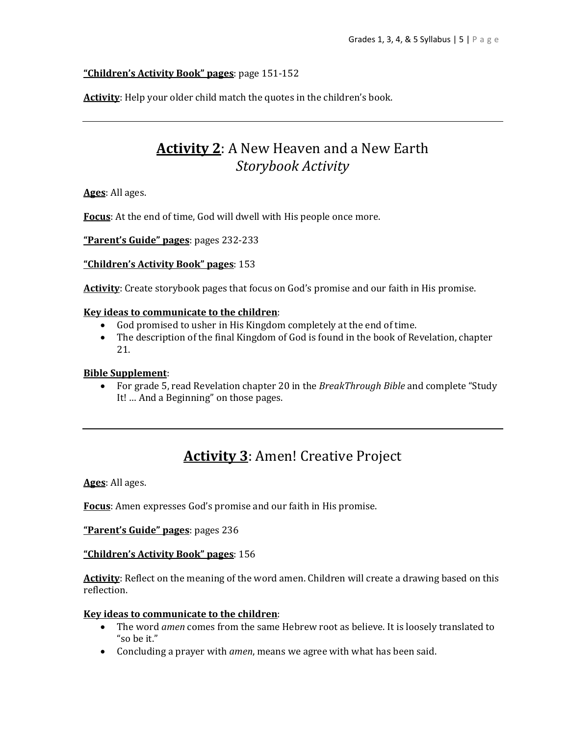**"Children's Activity Book" pages**: page 151-152

**Activity**: Help your older child match the quotes in the children's book.

---

## **Activity 2**: A New Heaven and a New Earth *Storybook Activity*

**Ages**: All ages.

**Focus**: At the end of time, God will dwell with His people once more.

**"Parent's Guide" pages**: pages 232-233

**"Children's Activity Book" pages**: 153

**Activity**: Create storybook pages that focus on God's promise and our faith in His promise.

**Key ideas to communicate to the children**:

- God promised to usher in His Kingdom completely at the end of time.
- The description of the final Kingdom of God is found in the book of Revelation, chapter 21.

**Bible Supplement**:

- For grade 5, read Revelation chapter 20 in the *BreakThrough Bible* and complete "Study It! … And a Beginning" on those pages.

---

## **Activity 3**: Amen! Creative Project

**Ages**: All ages.

**Focus**: Amen expresses God's promise and our faith in His promise.

**"Parent's Guide" pages**: pages 236

**"Children's Activity Book" pages**: 156

**Activity**: Reflect on the meaning of the word amen. Children will create a drawing based on this reflection.

**Key ideas to communicate to the children**:

- The word *amen* comes from the same Hebrew root as believe. It is loosely translated to "so be it."
- Concluding a prayer with *amen*, means we agree with what has been said.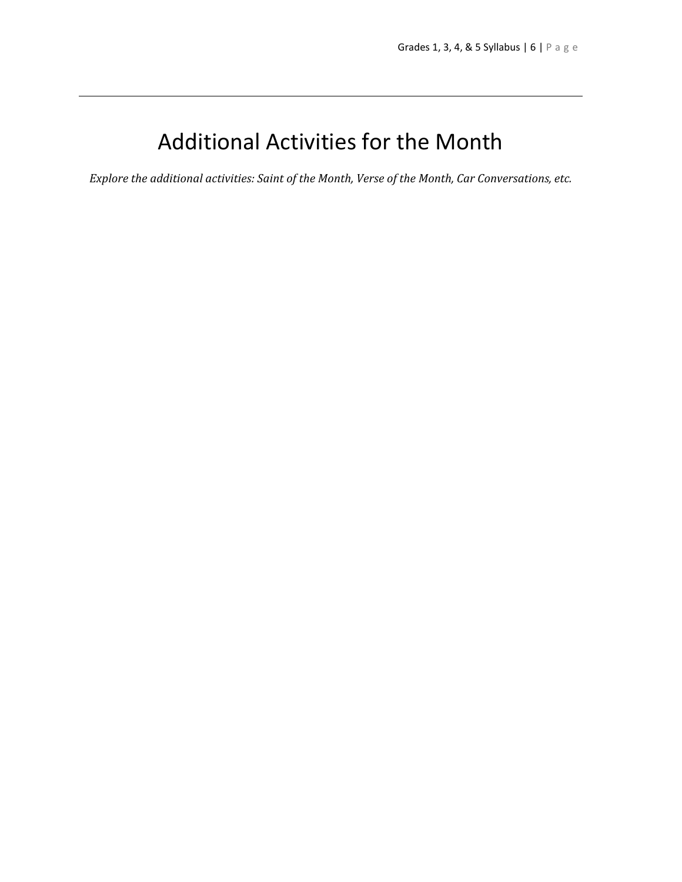# Additional Activities for the Month

*Explore the additional activities: Saint of the Month, Verse of the Month, Car Conversations, etc.*